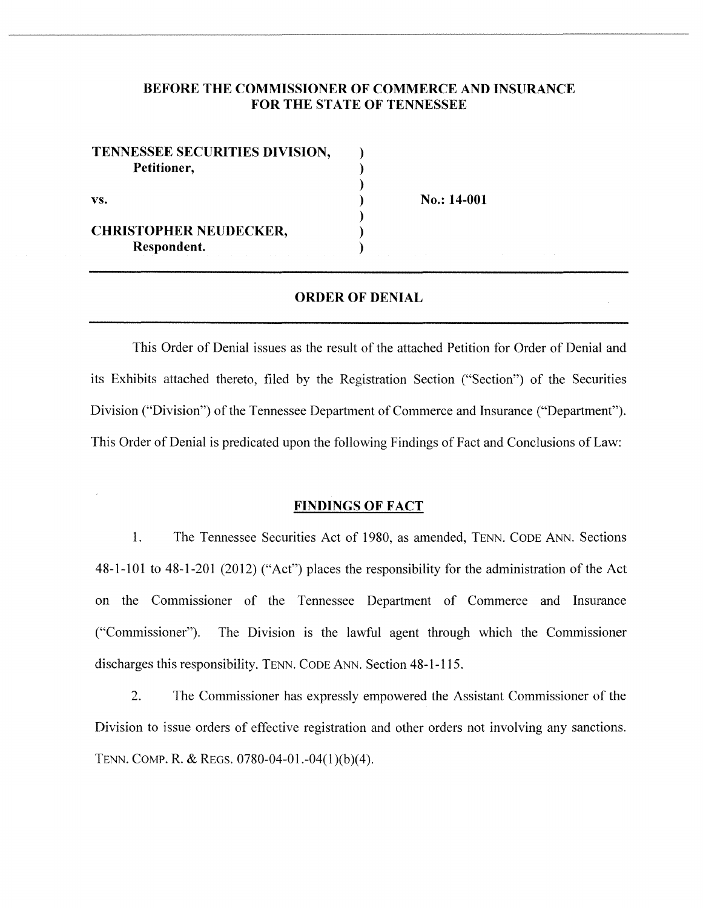**BEFORE THE COMMISSIONER OF COMMERCE AND INSURANCE**
**FOR THE STATE OF TENNESSEE**

| | | |
|---|---|---|
| **TENNESSEE SECURITIES DIVISION,** | ) | |
| **Petitioner,** | ) | |
| | ) | |
| **vs.** | ) | **No.: 14-001** |
| | ) | |
| **CHRISTOPHER NEUDECKER,** | ) | |
| **Respondent.** | ) | |

## ORDER OF DENIAL

This Order of Denial issues as the result of the attached Petition for Order of Denial and its Exhibits attached thereto, filed by the Registration Section ("Section") of the Securities Division ("Division") of the Tennessee Department of Commerce and Insurance ("Department"). This Order of Denial is predicated upon the following Findings of Fact and Conclusions of Law:

## FINDINGS OF FACT

1. The Tennessee Securities Act of 1980, as amended, TENN. CODE ANN. Sections 48-1-101 to 48-1-201 (2012) ("Act") places the responsibility for the administration of the Act on the Commissioner of the Tennessee Department of Commerce and Insurance ("Commissioner"). The Division is the lawful agent through which the Commissioner discharges this responsibility. TENN. CODE ANN. Section 48-1-115.

2. The Commissioner has expressly empowered the Assistant Commissioner of the Division to issue orders of effective registration and other orders not involving any sanctions. TENN. COMP. R. & REGS. 0780-04-01.-04(1)(b)(4).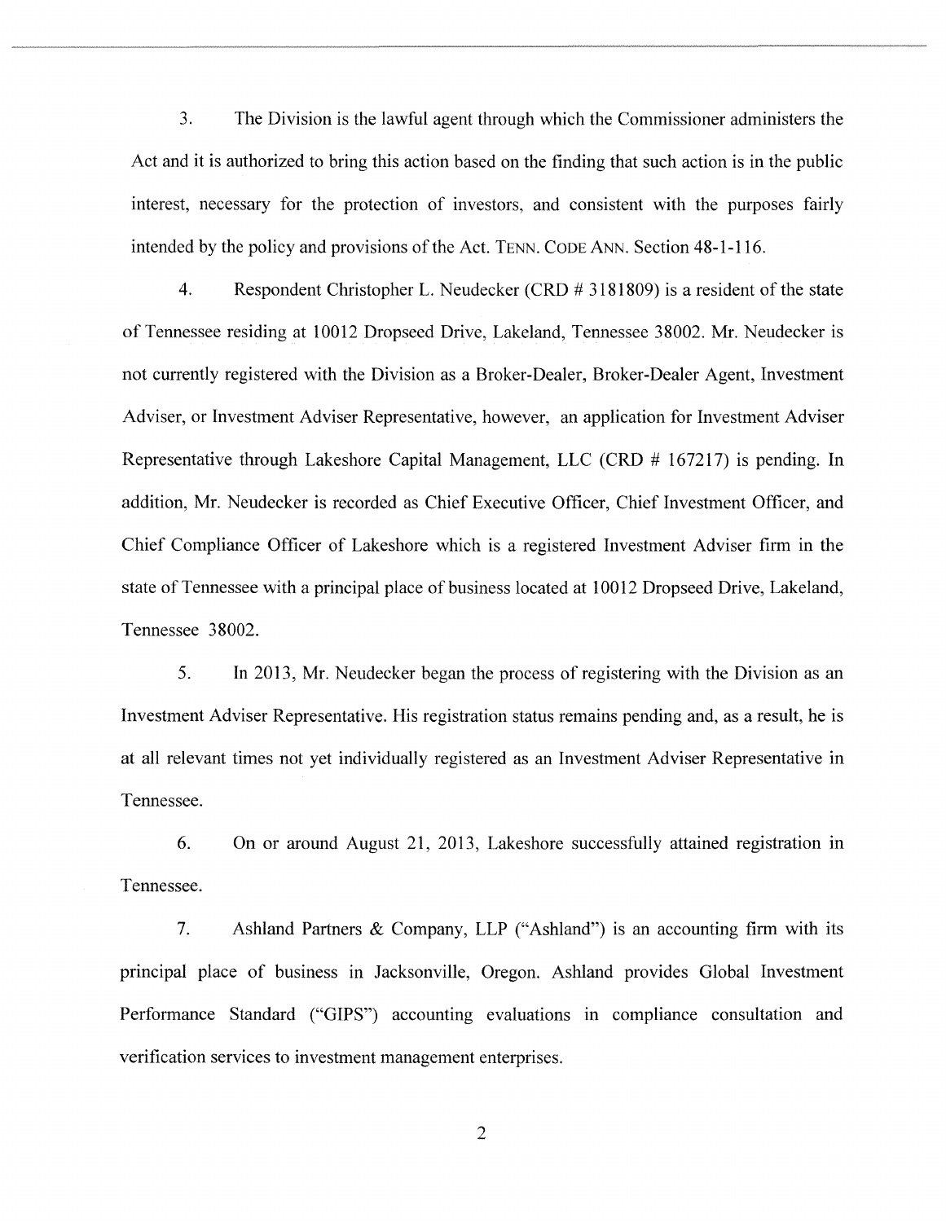3. The Division is the lawful agent through which the Commissioner administers the Act and it is authorized to bring this action based on the finding that such action is in the public interest, necessary for the protection of investors, and consistent with the purposes fairly intended by the policy and provisions of the Act. TENN. CODE ANN. Section 48-1-116.

4. Respondent Christopher L. Neudecker (CRD # 3181809) is a resident of the state of Tennessee residing at 10012 Dropseed Drive, Lakeland, Tennessee 38002. Mr. Neudecker is not currently registered with the Division as a Broker-Dealer, Broker-Dealer Agent, Investment Adviser, or Investment Adviser Representative, however, an application for Investment Adviser Representative through Lakeshore Capital Management, LLC (CRD # 167217) is pending. In addition, Mr. Neudecker is recorded as Chief Executive Officer, Chief Investment Officer, and Chief Compliance Officer of Lakeshore which is a registered Investment Adviser firm in the state of Tennessee with a principal place of business located at 10012 Dropseed Drive, Lakeland, Tennessee 38002.

5. In 2013, Mr. Neudecker began the process of registering with the Division as an Investment Adviser Representative. His registration status remains pending and, as a result, he is at all relevant times not yet individually registered as an Investment Adviser Representative in Tennessee.

6. On or around August 21, 2013, Lakeshore successfully attained registration in Tennessee.

7. Ashland Partners & Company, LLP ("Ashland") is an accounting firm with its principal place of business in Jacksonville, Oregon. Ashland provides Global Investment Performance Standard ("GIPS") accounting evaluations in compliance consultation and verification services to investment management enterprises.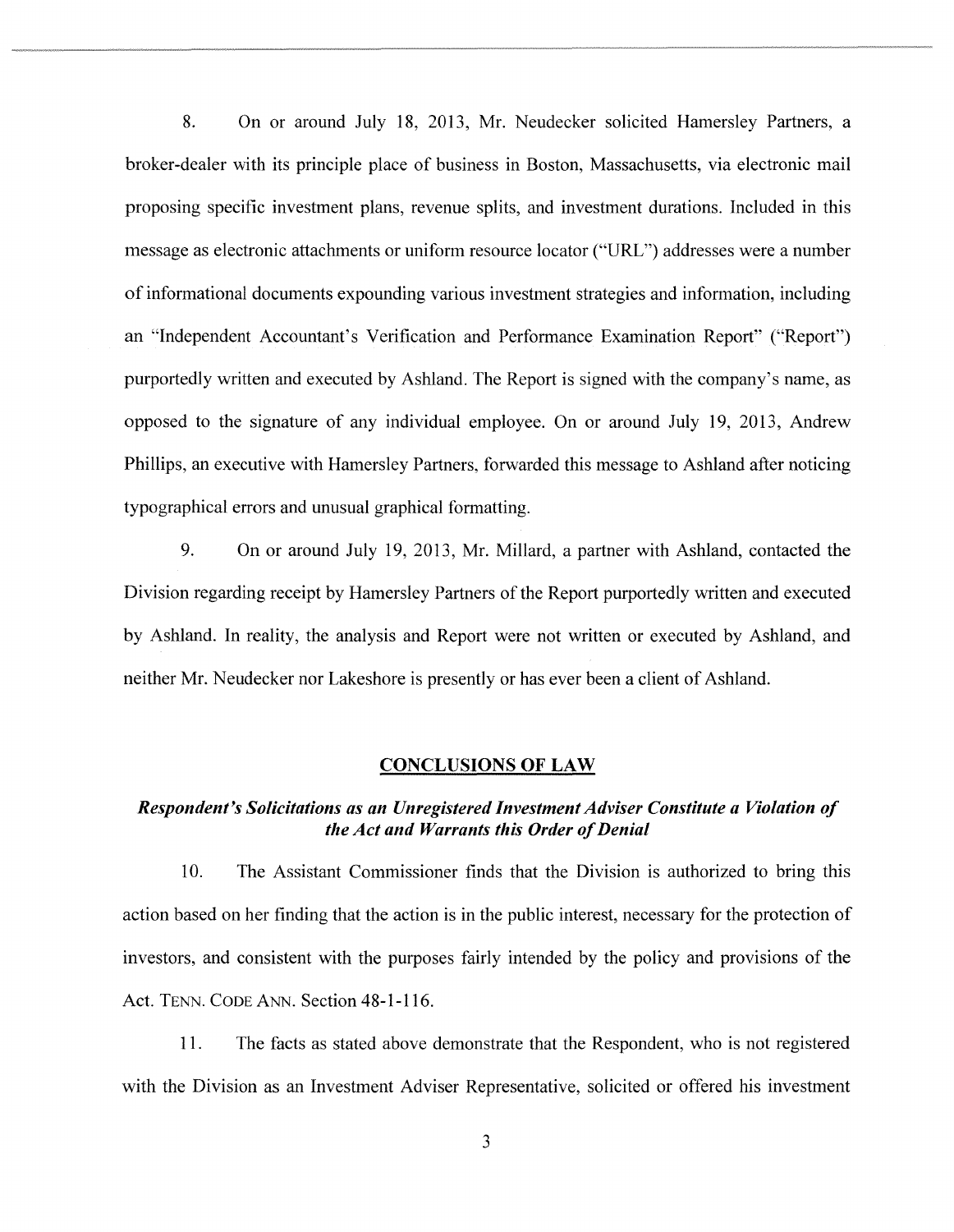8. On or around July 18, 2013, Mr. Neudecker solicited Hamersley Partners, a broker-dealer with its principle place of business in Boston, Massachusetts, via electronic mail proposing specific investment plans, revenue splits, and investment durations. Included in this message as electronic attachments or uniform resource locator ("URL") addresses were a number of informational documents expounding various investment strategies and information, including an "Independent Accountant's Verification and Performance Examination Report" ("Report") purportedly written and executed by Ashland. The Report is signed with the company's name, as opposed to the signature of any individual employee. On or around July 19, 2013, Andrew Phillips, an executive with Hamersley Partners, forwarded this message to Ashland after noticing typographical errors and unusual graphical formatting.

9. On or around July 19, 2013, Mr. Millard, a partner with Ashland, contacted the Division regarding receipt by Hamersley Partners of the Report purportedly written and executed by Ashland. In reality, the analysis and Report were not written or executed by Ashland, and neither Mr. Neudecker nor Lakeshore is presently or has ever been a client of Ashland.

## CONCLUSIONS OF LAW

### *Respondent's Solicitations as an Unregistered Investment Adviser Constitute a Violation of the Act and Warrants this Order of Denial*

10. The Assistant Commissioner finds that the Division is authorized to bring this action based on her finding that the action is in the public interest, necessary for the protection of investors, and consistent with the purposes fairly intended by the policy and provisions of the Act. TENN. CODE ANN. Section 48-1-116.

11. The facts as stated above demonstrate that the Respondent, who is not registered with the Division as an Investment Adviser Representative, solicited or offered his investment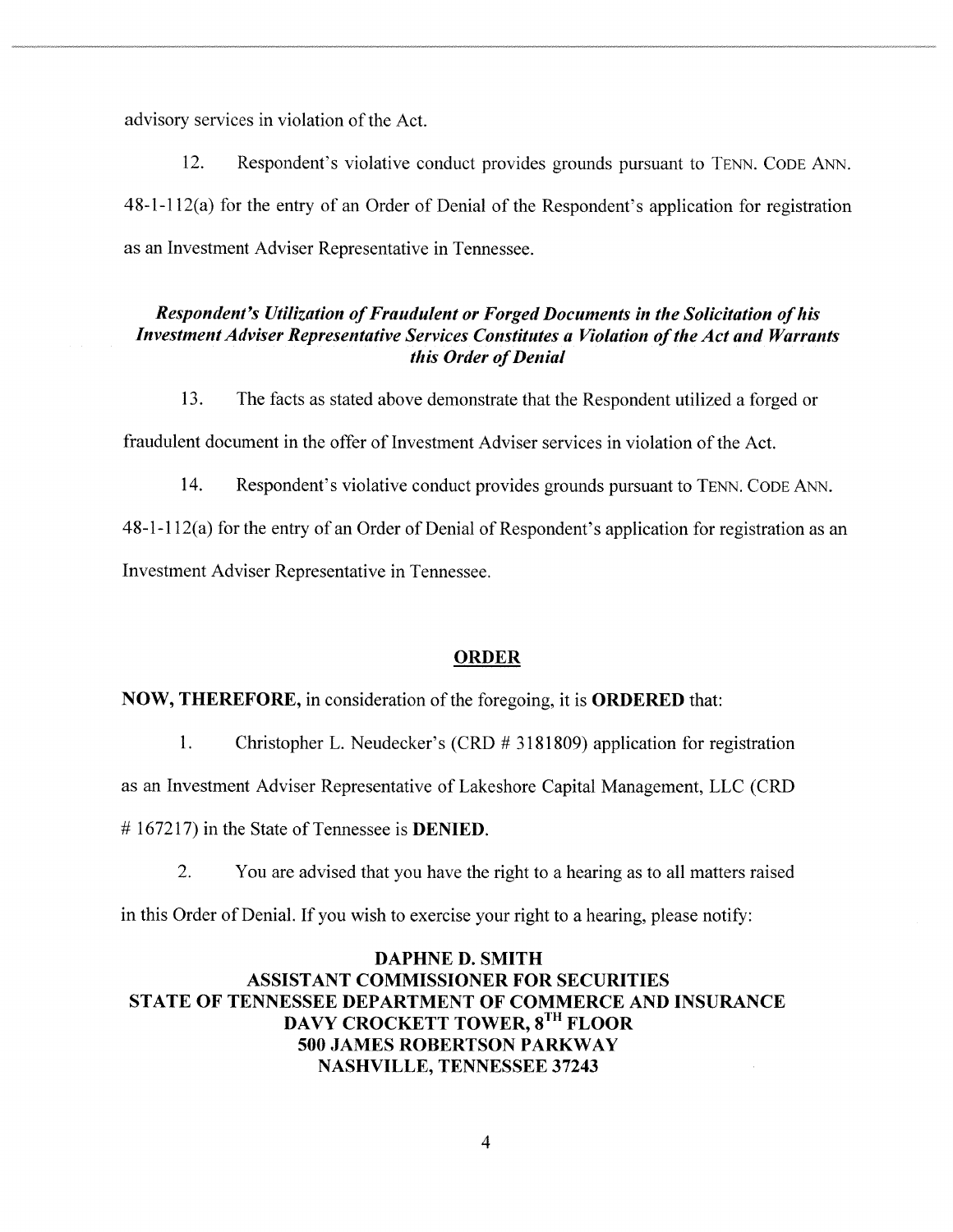advisory services in violation of the Act.

12. Respondent's violative conduct provides grounds pursuant to TENN. CODE ANN. 48-1-112(a) for the entry of an Order of Denial of the Respondent's application for registration as an Investment Adviser Representative in Tennessee.

***Respondent's Utilization of Fraudulent or Forged Documents in the Solicitation of his Investment Adviser Representative Services Constitutes a Violation of the Act and Warrants this Order of Denial***

13. The facts as stated above demonstrate that the Respondent utilized a forged or fraudulent document in the offer of Investment Adviser services in violation of the Act.

14. Respondent's violative conduct provides grounds pursuant to TENN. CODE ANN. 48-1-112(a) for the entry of an Order of Denial of Respondent's application for registration as an Investment Adviser Representative in Tennessee.

## ORDER

**NOW, THEREFORE,** in consideration of the foregoing, it is **ORDERED** that:

1. Christopher L. Neudecker's (CRD # 3181809) application for registration as an Investment Adviser Representative of Lakeshore Capital Management, LLC (CRD # 167217) in the State of Tennessee is **DENIED**.

2. You are advised that you have the right to a hearing as to all matters raised in this Order of Denial. If you wish to exercise your right to a hearing, please notify:

**DAPHNE D. SMITH**
**ASSISTANT COMMISSIONER FOR SECURITIES**
**STATE OF TENNESSEE DEPARTMENT OF COMMERCE AND INSURANCE**
**DAVY CROCKETT TOWER, 8TH FLOOR**
**500 JAMES ROBERTSON PARKWAY**
**NASHVILLE, TENNESSEE 37243**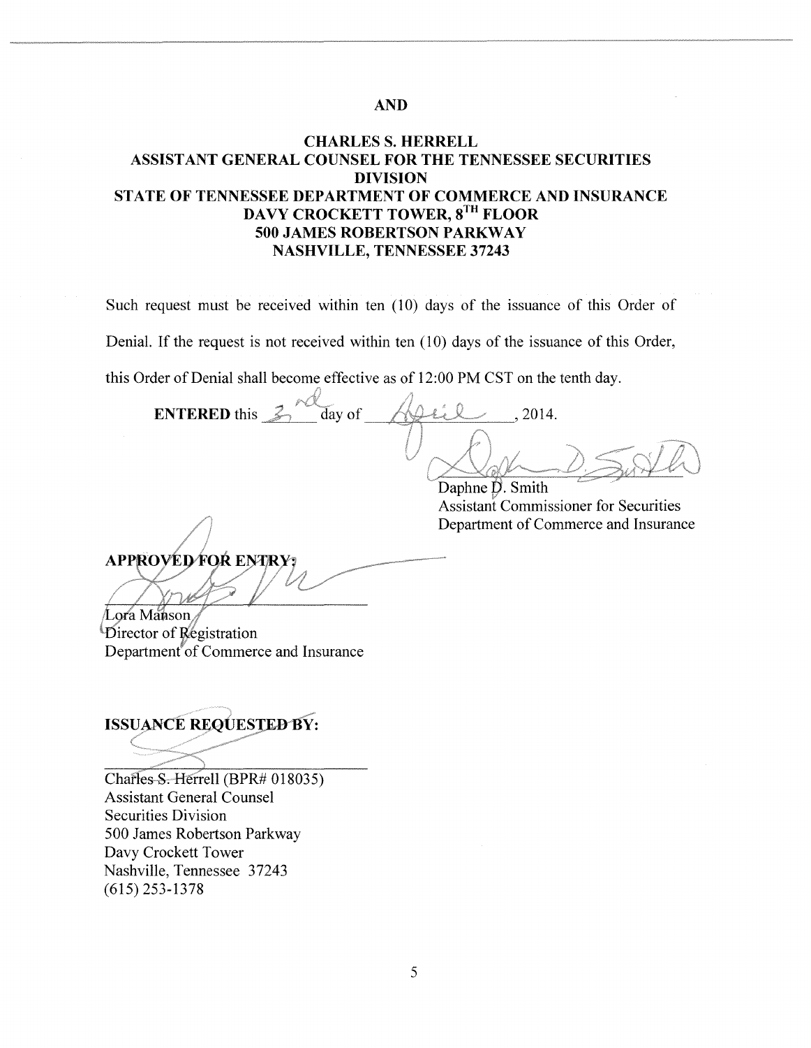**AND**

**CHARLES S. HERRELL**
**ASSISTANT GENERAL COUNSEL FOR THE TENNESSEE SECURITIES DIVISION**
**STATE OF TENNESSEE DEPARTMENT OF COMMERCE AND INSURANCE**
**DAVY CROCKETT TOWER, 8$^{TH}$ FLOOR**
**500 JAMES ROBERTSON PARKWAY**
**NASHVILLE, TENNESSEE 37243**

Such request must be received within ten (10) days of the issuance of this Order of Denial. If the request is not received within ten (10) days of the issuance of this Order, this Order of Denial shall become effective as of 12:00 PM CST on the tenth day.

**ENTERED** this 3rd day of April, 2014.

Daphne D. Smith
Assistant Commissioner for Securities
Department of Commerce and Insurance

**APPROVED FOR ENTRY:**

Lora Manson
Director of Registration
Department of Commerce and Insurance

**ISSUANCE REQUESTED BY:**

Charles S. Herrell (BPR# 018035)
Assistant General Counsel
Securities Division
500 James Robertson Parkway
Davy Crockett Tower
Nashville, Tennessee 37243
(615) 253-1378